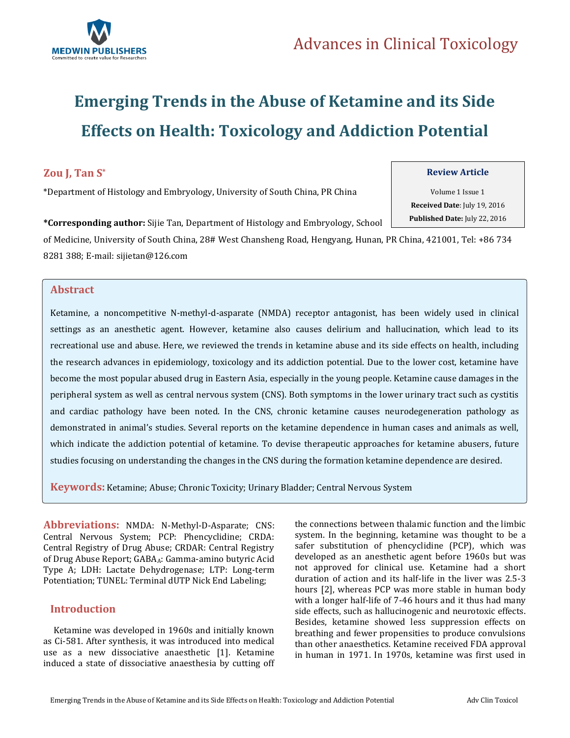Advances in Clinical Toxicology

# Emerging Trends in the Abuse of Ketamine and its Side Effects on Health: Toxicology and Addiction Potential

**Zou J, Tan S***

*Department of Histology and Embryology, University of South China, PR China

**Review Article**

Volume 1 Issue 1

**Received Date**: July 19, 2016

**Published Date:** July 22, 2016

**\*Corresponding author:** Sijie Tan, Department of Histology and Embryology, School of Medicine, University of South China, 28# West Chansheng Road, Hengyang, Hunan, PR China, 421001, Tel: +86 734 8281 388; E-mail: sijietan@126.com

## Abstract

Ketamine, a noncompetitive N-methyl-d-asparate (NMDA) receptor antagonist, has been widely used in clinical settings as an anesthetic agent. However, ketamine also causes delirium and hallucination, which lead to its recreational use and abuse. Here, we reviewed the trends in ketamine abuse and its side effects on health, including the research advances in epidemiology, toxicology and its addiction potential. Due to the lower cost, ketamine have become the most popular abused drug in Eastern Asia, especially in the young people. Ketamine cause damages in the peripheral system as well as central nervous system (CNS). Both symptoms in the lower urinary tract such as cystitis and cardiac pathology have been noted. In the CNS, chronic ketamine causes neurodegeneration pathology as demonstrated in animal's studies. Several reports on the ketamine dependence in human cases and animals as well, which indicate the addiction potential of ketamine. To devise therapeutic approaches for ketamine abusers, future studies focusing on understanding the changes in the CNS during the formation ketamine dependence are desired.

**Keywords:** Ketamine; Abuse; Chronic Toxicity; Urinary Bladder; Central Nervous System

**Abbreviations:** NMDA: N-Methyl-D-Asparate; CNS: Central Nervous System; PCP: Phencyclidine; CRDA: Central Registry of Drug Abuse; CRDAR: Central Registry of Drug Abuse Report; $GABA_A$: Gamma-amino butyric Acid Type A; LDH: Lactate Dehydrogenase; LTP: Long-term Potentiation; TUNEL: Terminal dUTP Nick End Labeling;

## Introduction

Ketamine was developed in 1960s and initially known as Ci-581. After synthesis, it was introduced into medical use as a new dissociative anaesthetic [1]. Ketamine induced a state of dissociative anaesthesia by cutting off the connections between thalamic function and the limbic system. In the beginning, ketamine was thought to be a safer substitution of phencyclidine (PCP), which was developed as an anesthetic agent before 1960s but was not approved for clinical use. Ketamine had a short duration of action and its half-life in the liver was 2.5-3 hours [2], whereas PCP was more stable in human body with a longer half-life of 7-46 hours and it thus had many side effects, such as hallucinogenic and neurotoxic effects. Besides, ketamine showed less suppression effects on breathing and fewer propensities to produce convulsions than other anaesthetics. Ketamine received FDA approval in human in 1971. In 1970s, ketamine was first used in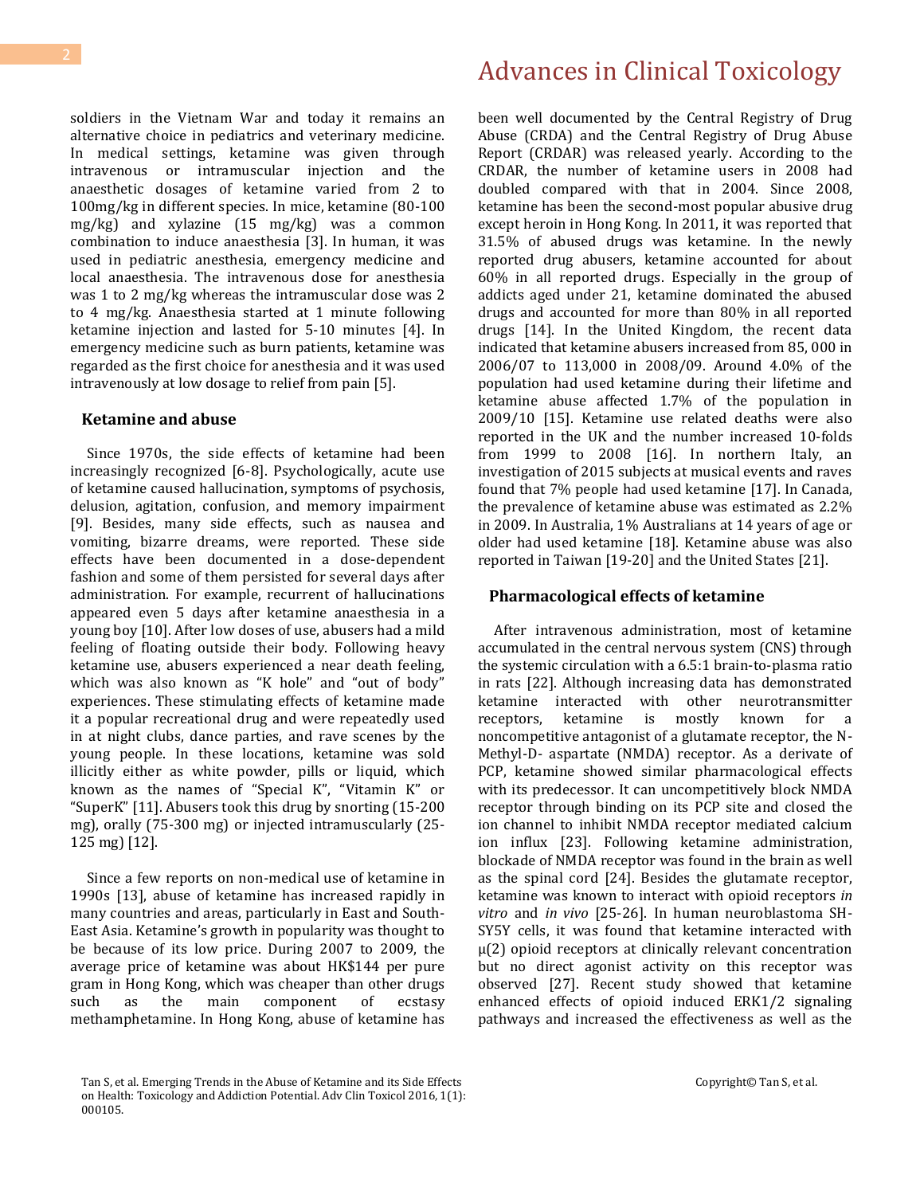soldiers in the Vietnam War and today it remains an alternative choice in pediatrics and veterinary medicine. In medical settings, ketamine was given through intravenous or intramuscular injection and the anaesthetic dosages of ketamine varied from 2 to 100mg/kg in different species. In mice, ketamine (80-100 mg/kg) and xylazine (15 mg/kg) was a common combination to induce anaesthesia [3]. In human, it was used in pediatric anesthesia, emergency medicine and local anaesthesia. The intravenous dose for anesthesia was 1 to 2 mg/kg whereas the intramuscular dose was 2 to 4 mg/kg. Anaesthesia started at 1 minute following ketamine injection and lasted for 5-10 minutes [4]. In emergency medicine such as burn patients, ketamine was regarded as the first choice for anesthesia and it was used intravenously at low dosage to relief from pain [5].

### Ketamine and abuse

Since 1970s, the side effects of ketamine had been increasingly recognized [6-8]. Psychologically, acute use of ketamine caused hallucination, symptoms of psychosis, delusion, agitation, confusion, and memory impairment [9]. Besides, many side effects, such as nausea and vomiting, bizarre dreams, were reported. These side effects have been documented in a dose-dependent fashion and some of them persisted for several days after administration. For example, recurrent of hallucinations appeared even 5 days after ketamine anaesthesia in a young boy [10]. After low doses of use, abusers had a mild feeling of floating outside their body. Following heavy ketamine use, abusers experienced a near death feeling, which was also known as "K hole" and "out of body" experiences. These stimulating effects of ketamine made it a popular recreational drug and were repeatedly used in at night clubs, dance parties, and rave scenes by the young people. In these locations, ketamine was sold illicitly either as white powder, pills or liquid, which known as the names of "Special K", "Vitamin K" or "SuperK" [11]. Abusers took this drug by snorting (15-200 mg), orally (75-300 mg) or injected intramuscularly (25-125 mg) [12].

Since a few reports on non-medical use of ketamine in 1990s [13], abuse of ketamine has increased rapidly in many countries and areas, particularly in East and South-East Asia. Ketamine's growth in popularity was thought to be because of its low price. During 2007 to 2009, the average price of ketamine was about HK$144 per pure gram in Hong Kong, which was cheaper than other drugs such as the main component of ecstasy methamphetamine. In Hong Kong, abuse of ketamine has been well documented by the Central Registry of Drug Abuse (CRDA) and the Central Registry of Drug Abuse Report (CRDAR) was released yearly. According to the CRDAR, the number of ketamine users in 2008 had doubled compared with that in 2004. Since 2008, ketamine has been the second-most popular abusive drug except heroin in Hong Kong. In 2011, it was reported that 31.5% of abused drugs was ketamine. In the newly reported drug abusers, ketamine accounted for about 60% in all reported drugs. Especially in the group of addicts aged under 21, ketamine dominated the abused drugs and accounted for more than 80% in all reported drugs [14]. In the United Kingdom, the recent data indicated that ketamine abusers increased from 85, 000 in 2006/07 to 113,000 in 2008/09. Around 4.0% of the population had used ketamine during their lifetime and ketamine abuse affected 1.7% of the population in 2009/10 [15]. Ketamine use related deaths were also reported in the UK and the number increased 10-folds from 1999 to 2008 [16]. In northern Italy, an investigation of 2015 subjects at musical events and raves found that 7% people had used ketamine [17]. In Canada, the prevalence of ketamine abuse was estimated as 2.2% in 2009. In Australia, 1% Australians at 14 years of age or older had used ketamine [18]. Ketamine abuse was also reported in Taiwan [19-20] and the United States [21].

### Pharmacological effects of ketamine

After intravenous administration, most of ketamine accumulated in the central nervous system (CNS) through the systemic circulation with a 6.5:1 brain-to-plasma ratio in rats [22]. Although increasing data has demonstrated ketamine interacted with other neurotransmitter receptors, ketamine is mostly known for a noncompetitive antagonist of a glutamate receptor, the N-Methyl-D- aspartate (NMDA) receptor. As a derivate of PCP, ketamine showed similar pharmacological effects with its predecessor. It can uncompetitively block NMDA receptor through binding on its PCP site and closed the ion channel to inhibit NMDA receptor mediated calcium ion influx [23]. Following ketamine administration, blockade of NMDA receptor was found in the brain as well as the spinal cord [24]. Besides the glutamate receptor, ketamine was known to interact with opioid receptors *in vitro* and *in vivo* [25-26]. In human neuroblastoma SH-SY5Y cells, it was found that ketamine interacted with μ(2) opioid receptors at clinically relevant concentration but no direct agonist activity on this receptor was observed [27]. Recent study showed that ketamine enhanced effects of opioid induced ERK1/2 signaling pathways and increased the effectiveness as well as the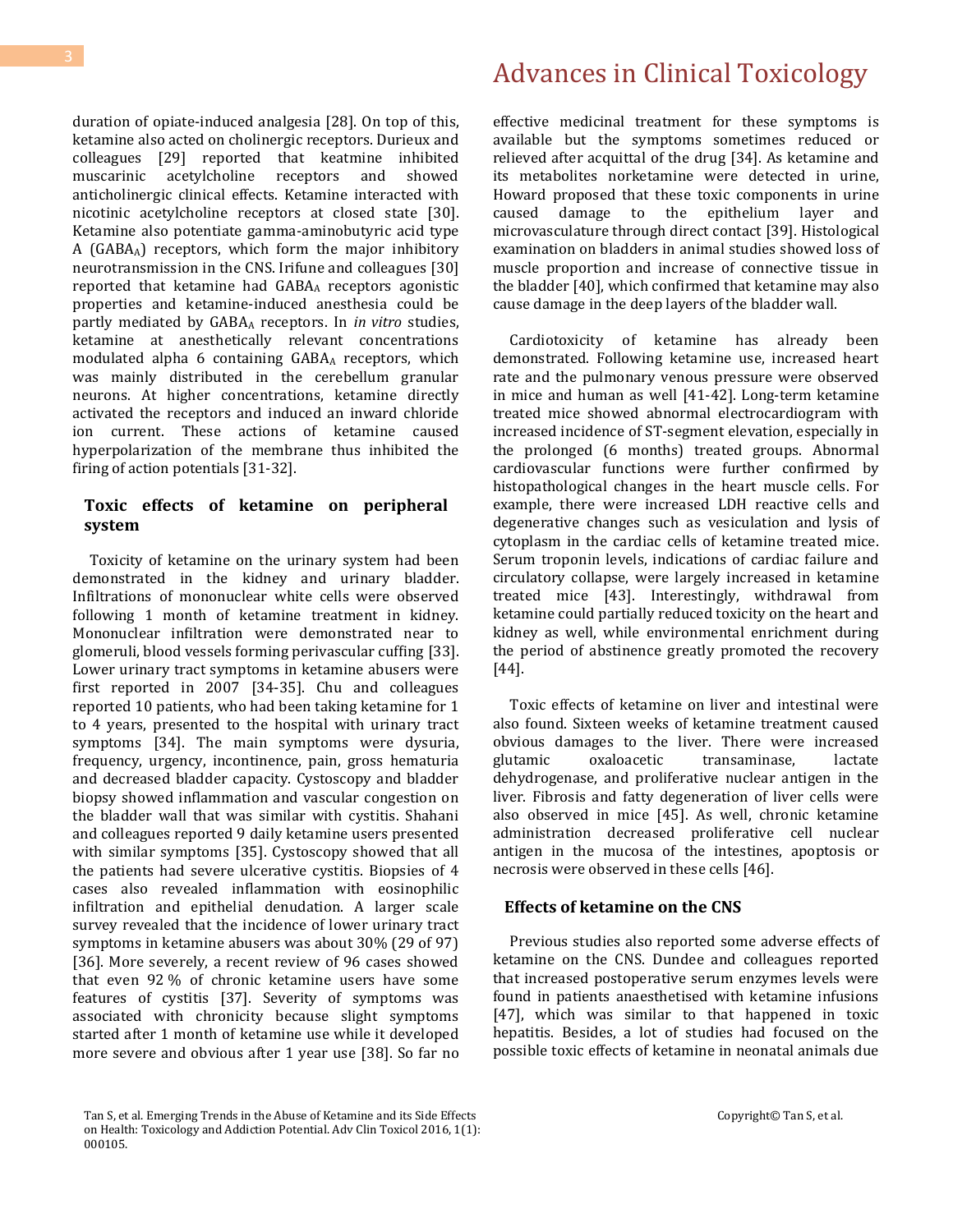duration of opiate-induced analgesia [28]. On top of this, ketamine also acted on cholinergic receptors. Durieux and colleagues [29] reported that keatmine inhibited muscarinic acetylcholine receptors and showed anticholinergic clinical effects. Ketamine interacted with nicotinic acetylcholine receptors at closed state [30]. Ketamine also potentiate gamma-aminobutyric acid type A ($GABA_A$) receptors, which form the major inhibitory neurotransmission in the CNS. Irifune and colleagues [30] reported that ketamine had $GABA_A$ receptors agonistic properties and ketamine-induced anesthesia could be partly mediated by $GABA_A$ receptors. In *in vitro* studies, ketamine at anesthetically relevant concentrations modulated alpha 6 containing $GABA_A$ receptors, which was mainly distributed in the cerebellum granular neurons. At higher concentrations, ketamine directly activated the receptors and induced an inward chloride ion current. These actions of ketamine caused hyperpolarization of the membrane thus inhibited the firing of action potentials [31-32].

## Toxic effects of ketamine on peripheral system

Toxicity of ketamine on the urinary system had been demonstrated in the kidney and urinary bladder. Infiltrations of mononuclear white cells were observed following 1 month of ketamine treatment in kidney. Mononuclear infiltration were demonstrated near to glomeruli, blood vessels forming perivascular cuffing [33]. Lower urinary tract symptoms in ketamine abusers were first reported in 2007 [34-35]. Chu and colleagues reported 10 patients, who had been taking ketamine for 1 to 4 years, presented to the hospital with urinary tract symptoms [34]. The main symptoms were dysuria, frequency, urgency, incontinence, pain, gross hematuria and decreased bladder capacity. Cystoscopy and bladder biopsy showed inflammation and vascular congestion on the bladder wall that was similar with cystitis. Shahani and colleagues reported 9 daily ketamine users presented with similar symptoms [35]. Cystoscopy showed that all the patients had severe ulcerative cystitis. Biopsies of 4 cases also revealed inflammation with eosinophilic infiltration and epithelial denudation. A larger scale survey revealed that the incidence of lower urinary tract symptoms in ketamine abusers was about 30% (29 of 97) [36]. More severely, a recent review of 96 cases showed that even 92 % of chronic ketamine users have some features of cystitis [37]. Severity of symptoms was associated with chronicity because slight symptoms started after 1 month of ketamine use while it developed more severe and obvious after 1 year use [38]. So far no effective medicinal treatment for these symptoms is available but the symptoms sometimes reduced or relieved after acquittal of the drug [34]. As ketamine and its metabolites norketamine were detected in urine, Howard proposed that these toxic components in urine caused damage to the epithelium layer and microvasculature through direct contact [39]. Histological examination on bladders in animal studies showed loss of muscle proportion and increase of connective tissue in the bladder [40], which confirmed that ketamine may also cause damage in the deep layers of the bladder wall.

Cardiotoxicity of ketamine has already been demonstrated. Following ketamine use, increased heart rate and the pulmonary venous pressure were observed in mice and human as well [41-42]. Long-term ketamine treated mice showed abnormal electrocardiogram with increased incidence of ST-segment elevation, especially in the prolonged (6 months) treated groups. Abnormal cardiovascular functions were further confirmed by histopathological changes in the heart muscle cells. For example, there were increased LDH reactive cells and degenerative changes such as vesiculation and lysis of cytoplasm in the cardiac cells of ketamine treated mice. Serum troponin levels, indications of cardiac failure and circulatory collapse, were largely increased in ketamine treated mice [43]. Interestingly, withdrawal from ketamine could partially reduced toxicity on the heart and kidney as well, while environmental enrichment during the period of abstinence greatly promoted the recovery [44].

Toxic effects of ketamine on liver and intestinal were also found. Sixteen weeks of ketamine treatment caused obvious damages to the liver. There were increased glutamic oxaloacetic transaminase, lactate dehydrogenase, and proliferative nuclear antigen in the liver. Fibrosis and fatty degeneration of liver cells were also observed in mice [45]. As well, chronic ketamine administration decreased proliferative cell nuclear antigen in the mucosa of the intestines, apoptosis or necrosis were observed in these cells [46].

## Effects of ketamine on the CNS

Previous studies also reported some adverse effects of ketamine on the CNS. Dundee and colleagues reported that increased postoperative serum enzymes levels were found in patients anaesthetised with ketamine infusions [47], which was similar to that happened in toxic hepatitis. Besides, a lot of studies had focused on the possible toxic effects of ketamine in neonatal animals due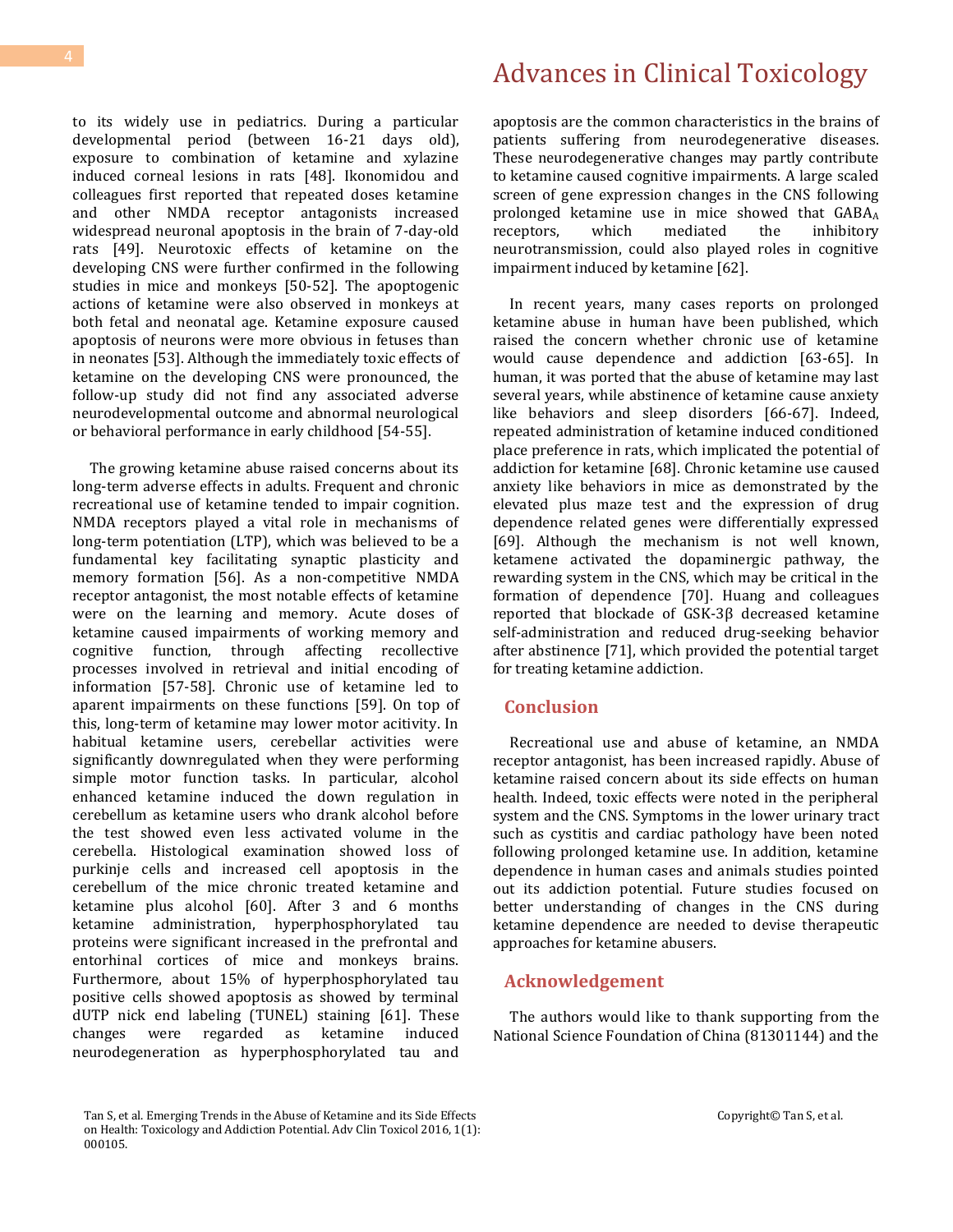to its widely use in pediatrics. During a particular developmental period (between 16-21 days old), exposure to combination of ketamine and xylazine induced corneal lesions in rats [48]. Ikonomidou and colleagues first reported that repeated doses ketamine and other NMDA receptor antagonists increased widespread neuronal apoptosis in the brain of 7-day-old rats [49]. Neurotoxic effects of ketamine on the developing CNS were further confirmed in the following studies in mice and monkeys [50-52]. The apoptogenic actions of ketamine were also observed in monkeys at both fetal and neonatal age. Ketamine exposure caused apoptosis of neurons were more obvious in fetuses than in neonates [53]. Although the immediately toxic effects of ketamine on the developing CNS were pronounced, the follow-up study did not find any associated adverse neurodevelopmental outcome and abnormal neurological or behavioral performance in early childhood [54-55].

The growing ketamine abuse raised concerns about its long-term adverse effects in adults. Frequent and chronic recreational use of ketamine tended to impair cognition. NMDA receptors played a vital role in mechanisms of long-term potentiation (LTP), which was believed to be a fundamental key facilitating synaptic plasticity and memory formation [56]. As a non-competitive NMDA receptor antagonist, the most notable effects of ketamine were on the learning and memory. Acute doses of ketamine caused impairments of working memory and cognitive function, through affecting recollective processes involved in retrieval and initial encoding of information [57-58]. Chronic use of ketamine led to aparent impairments on these functions [59]. On top of this, long-term of ketamine may lower motor acitivity. In habitual ketamine users, cerebellar activities were significantly downregulated when they were performing simple motor function tasks. In particular, alcohol enhanced ketamine induced the down regulation in cerebellum as ketamine users who drank alcohol before the test showed even less activated volume in the cerebella. Histological examination showed loss of purkinje cells and increased cell apoptosis in the cerebellum of the mice chronic treated ketamine and ketamine plus alcohol [60]. After 3 and 6 months ketamine administration, hyperphosphorylated tau proteins were significant increased in the prefrontal and entorhinal cortices of mice and monkeys brains. Furthermore, about 15% of hyperphosphorylated tau positive cells showed apoptosis as showed by terminal dUTP nick end labeling (TUNEL) staining [61]. These changes were regarded as ketamine induced neurodegeneration as hyperphosphorylated tau and apoptosis are the common characteristics in the brains of patients suffering from neurodegenerative diseases. These neurodegenerative changes may partly contribute to ketamine caused cognitive impairments. A large scaled screen of gene expression changes in the CNS following prolonged ketamine use in mice showed that $GABA_A$ receptors, which mediated the inhibitory neurotransmission, could also played roles in cognitive impairment induced by ketamine [62].

In recent years, many cases reports on prolonged ketamine abuse in human have been published, which raised the concern whether chronic use of ketamine would cause dependence and addiction [63-65]. In human, it was ported that the abuse of ketamine may last several years, while abstinence of ketamine cause anxiety like behaviors and sleep disorders [66-67]. Indeed, repeated administration of ketamine induced conditioned place preference in rats, which implicated the potential of addiction for ketamine [68]. Chronic ketamine use caused anxiety like behaviors in mice as demonstrated by the elevated plus maze test and the expression of drug dependence related genes were differentially expressed [69]. Although the mechanism is not well known, ketamene activated the dopaminergic pathway, the rewarding system in the CNS, which may be critical in the formation of dependence [70]. Huang and colleagues reported that blockade of GSK-3β decreased ketamine self-administration and reduced drug-seeking behavior after abstinence [71], which provided the potential target for treating ketamine addiction.

## Conclusion

Recreational use and abuse of ketamine, an NMDA receptor antagonist, has been increased rapidly. Abuse of ketamine raised concern about its side effects on human health. Indeed, toxic effects were noted in the peripheral system and the CNS. Symptoms in the lower urinary tract such as cystitis and cardiac pathology have been noted following prolonged ketamine use. In addition, ketamine dependence in human cases and animals studies pointed out its addiction potential. Future studies focused on better understanding of changes in the CNS during ketamine dependence are needed to devise therapeutic approaches for ketamine abusers.

## Acknowledgement

The authors would like to thank supporting from the National Science Foundation of China (81301144) and the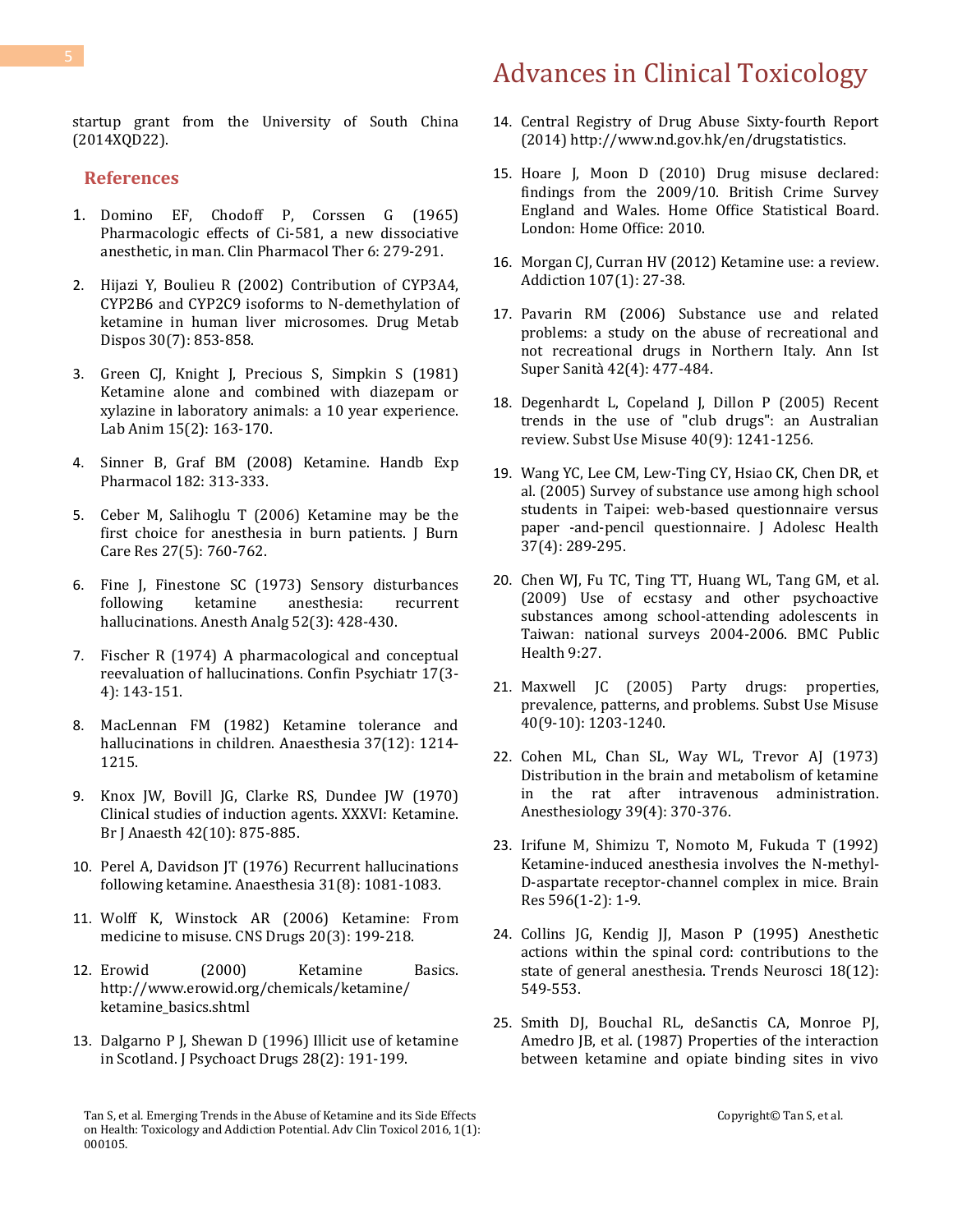startup grant from the University of South China (2014XQD22).

## References

1. Domino EF, Chodoff P, Corssen G (1965) Pharmacologic effects of Ci-581, a new dissociative anesthetic, in man. Clin Pharmacol Ther 6: 279-291.
2. Hijazi Y, Boulieu R (2002) Contribution of CYP3A4, CYP2B6 and CYP2C9 isoforms to N-demethylation of ketamine in human liver microsomes. Drug Metab Dispos 30(7): 853-858.
3. Green CJ, Knight J, Precious S, Simpkin S (1981) Ketamine alone and combined with diazepam or xylazine in laboratory animals: a 10 year experience. Lab Anim 15(2): 163-170.
4. Sinner B, Graf BM (2008) Ketamine. Handb Exp Pharmacol 182: 313-333.
5. Ceber M, Salihoglu T (2006) Ketamine may be the first choice for anesthesia in burn patients. J Burn Care Res 27(5): 760-762.
6. Fine J, Finestone SC (1973) Sensory disturbances following ketamine anesthesia: recurrent hallucinations. Anesth Analg 52(3): 428-430.
7. Fischer R (1974) A pharmacological and conceptual reevaluation of hallucinations. Confin Psychiatr 17(3-4): 143-151.
8. MacLennan FM (1982) Ketamine tolerance and hallucinations in children. Anaesthesia 37(12): 1214-1215.
9. Knox JW, Bovill JG, Clarke RS, Dundee JW (1970) Clinical studies of induction agents. XXXVI: Ketamine. Br J Anaesth 42(10): 875-885.
10. Perel A, Davidson JT (1976) Recurrent hallucinations following ketamine. Anaesthesia 31(8): 1081-1083.
11. Wolff K, Winstock AR (2006) Ketamine: From medicine to misuse. CNS Drugs 20(3): 199-218.
12. Erowid (2000) Ketamine Basics. http://www.erowid.org/chemicals/ketamine/ketamine_basics.shtml
13. Dalgarno P J, Shewan D (1996) Illicit use of ketamine in Scotland. J Psychoact Drugs 28(2): 191-199.
14. Central Registry of Drug Abuse Sixty-fourth Report (2014) http://www.nd.gov.hk/en/drugstatistics.
15. Hoare J, Moon D (2010) Drug misuse declared: findings from the 2009/10. British Crime Survey England and Wales. Home Office Statistical Board. London: Home Office: 2010.
16. Morgan CJ, Curran HV (2012) Ketamine use: a review. Addiction 107(1): 27-38.
17. Pavarin RM (2006) Substance use and related problems: a study on the abuse of recreational and not recreational drugs in Northern Italy. Ann Ist Super Sanità 42(4): 477-484.
18. Degenhardt L, Copeland J, Dillon P (2005) Recent trends in the use of "club drugs": an Australian review. Subst Use Misuse 40(9): 1241-1256.
19. Wang YC, Lee CM, Lew-Ting CY, Hsiao CK, Chen DR, et al. (2005) Survey of substance use among high school students in Taipei: web-based questionnaire versus paper -and-pencil questionnaire. J Adolesc Health 37(4): 289-295.
20. Chen WJ, Fu TC, Ting TT, Huang WL, Tang GM, et al. (2009) Use of ecstasy and other psychoactive substances among school-attending adolescents in Taiwan: national surveys 2004-2006. BMC Public Health 9:27.
21. Maxwell JC (2005) Party drugs: properties, prevalence, patterns, and problems. Subst Use Misuse 40(9-10): 1203-1240.
22. Cohen ML, Chan SL, Way WL, Trevor AJ (1973) Distribution in the brain and metabolism of ketamine in the rat after intravenous administration. Anesthesiology 39(4): 370-376.
23. Irifune M, Shimizu T, Nomoto M, Fukuda T (1992) Ketamine-induced anesthesia involves the N-methyl-D-aspartate receptor-channel complex in mice. Brain Res 596(1-2): 1-9.
24. Collins JG, Kendig JJ, Mason P (1995) Anesthetic actions within the spinal cord: contributions to the state of general anesthesia. Trends Neurosci 18(12): 549-553.
25. Smith DJ, Bouchal RL, deSanctis CA, Monroe PJ, Amedro JB, et al. (1987) Properties of the interaction between ketamine and opiate binding sites in vivo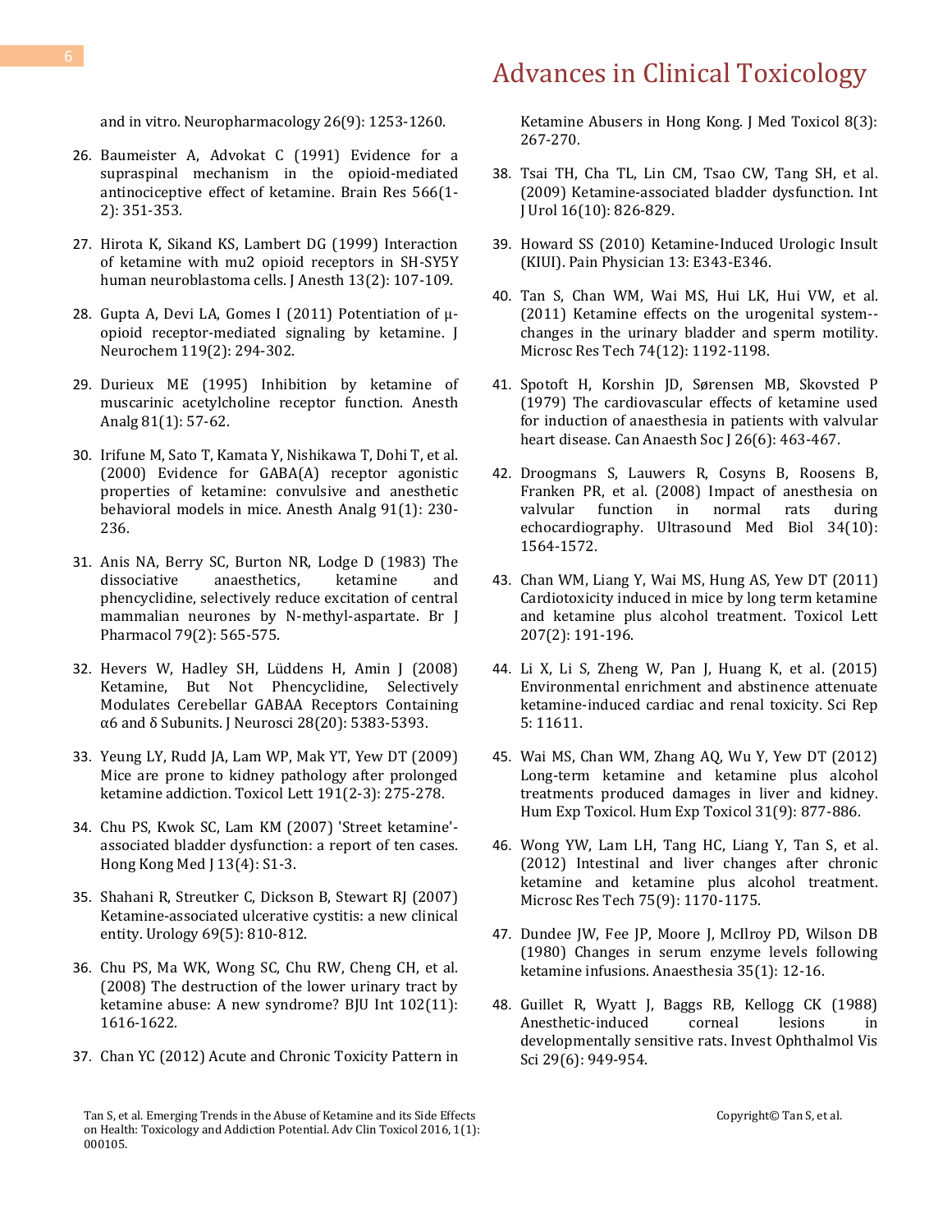and in vitro. Neuropharmacology 26(9): 1253-1260.

26. Baumeister A, Advokat C (1991) Evidence for a supraspinal mechanism in the opioid-mediated antinociceptive effect of ketamine. Brain Res 566(1-2): 351-353.

27. Hirota K, Sikand KS, Lambert DG (1999) Interaction of ketamine with mu2 opioid receptors in SH-SY5Y human neuroblastoma cells. J Anesth 13(2): 107-109.

28. Gupta A, Devi LA, Gomes I (2011) Potentiation of μ-opioid receptor-mediated signaling by ketamine. J Neurochem 119(2): 294-302.

29. Durieux ME (1995) Inhibition by ketamine of muscarinic acetylcholine receptor function. Anesth Analg 81(1): 57-62.

30. Irifune M, Sato T, Kamata Y, Nishikawa T, Dohi T, et al. (2000) Evidence for GABA(A) receptor agonistic properties of ketamine: convulsive and anesthetic behavioral models in mice. Anesth Analg 91(1): 230-236.

31. Anis NA, Berry SC, Burton NR, Lodge D (1983) The dissociative anaesthetics, ketamine and phencyclidine, selectively reduce excitation of central mammalian neurones by N-methyl-aspartate. Br J Pharmacol 79(2): 565-575.

32. Hevers W, Hadley SH, Lüddens H, Amin J (2008) Ketamine, But Not Phencyclidine, Selectively Modulates Cerebellar GABAA Receptors Containing α6 and δ Subunits. J Neurosci 28(20): 5383-5393.

33. Yeung LY, Rudd JA, Lam WP, Mak YT, Yew DT (2009) Mice are prone to kidney pathology after prolonged ketamine addiction. Toxicol Lett 191(2-3): 275-278.

34. Chu PS, Kwok SC, Lam KM (2007) 'Street ketamine'-associated bladder dysfunction: a report of ten cases. Hong Kong Med J 13(4): S1-3.

35. Shahani R, Streutker C, Dickson B, Stewart RJ (2007) Ketamine-associated ulcerative cystitis: a new clinical entity. Urology 69(5): 810-812.

36. Chu PS, Ma WK, Wong SC, Chu RW, Cheng CH, et al. (2008) The destruction of the lower urinary tract by ketamine abuse: A new syndrome? BJU Int 102(11): 1616-1622.

37. Chan YC (2012) Acute and Chronic Toxicity Pattern in Ketamine Abusers in Hong Kong. J Med Toxicol 8(3): 267-270.

38. Tsai TH, Cha TL, Lin CM, Tsao CW, Tang SH, et al. (2009) Ketamine-associated bladder dysfunction. Int J Urol 16(10): 826-829.

39. Howard SS (2010) Ketamine-Induced Urologic Insult (KIUI). Pain Physician 13: E343-E346.

40. Tan S, Chan WM, Wai MS, Hui LK, Hui VW, et al. (2011) Ketamine effects on the urogenital system--changes in the urinary bladder and sperm motility. Microsc Res Tech 74(12): 1192-1198.

41. Spotoft H, Korshin JD, Sørensen MB, Skovsted P (1979) The cardiovascular effects of ketamine used for induction of anaesthesia in patients with valvular heart disease. Can Anaesth Soc J 26(6): 463-467.

42. Droogmans S, Lauwers R, Cosyns B, Roosens B, Franken PR, et al. (2008) Impact of anesthesia on valvular function in normal rats during echocardiography. Ultrasound Med Biol 34(10): 1564-1572.

43. Chan WM, Liang Y, Wai MS, Hung AS, Yew DT (2011) Cardiotoxicity induced in mice by long term ketamine and ketamine plus alcohol treatment. Toxicol Lett 207(2): 191-196.

44. Li X, Li S, Zheng W, Pan J, Huang K, et al. (2015) Environmental enrichment and abstinence attenuate ketamine-induced cardiac and renal toxicity. Sci Rep 5: 11611.

45. Wai MS, Chan WM, Zhang AQ, Wu Y, Yew DT (2012) Long-term ketamine and ketamine plus alcohol treatments produced damages in liver and kidney. Hum Exp Toxicol. Hum Exp Toxicol 31(9): 877-886.

46. Wong YW, Lam LH, Tang HC, Liang Y, Tan S, et al. (2012) Intestinal and liver changes after chronic ketamine and ketamine plus alcohol treatment. Microsc Res Tech 75(9): 1170-1175.

47. Dundee JW, Fee JP, Moore J, McIlroy PD, Wilson DB (1980) Changes in serum enzyme levels following ketamine infusions. Anaesthesia 35(1): 12-16.

48. Guillet R, Wyatt J, Baggs RB, Kellogg CK (1988) Anesthetic-induced corneal lesions in developmentally sensitive rats. Invest Ophthalmol Vis Sci 29(6): 949-954.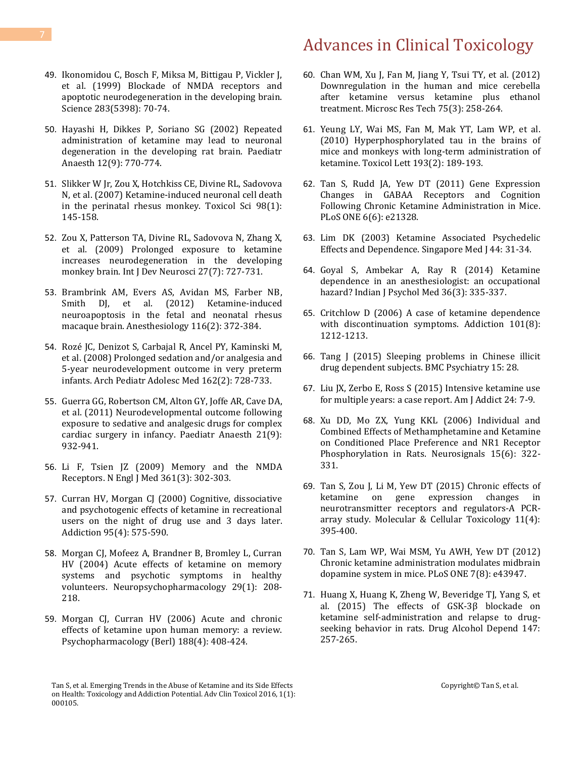49. Ikonomidou C, Bosch F, Miksa M, Bittigau P, Vickler J, et al. (1999) Blockade of NMDA receptors and apoptotic neurodegeneration in the developing brain. Science 283(5398): 70-74.

50. Hayashi H, Dikkes P, Soriano SG (2002) Repeated administration of ketamine may lead to neuronal degeneration in the developing rat brain. Paediatr Anaesth 12(9): 770-774.

51. Slikker W Jr, Zou X, Hotchkiss CE, Divine RL, Sadovova N, et al. (2007) Ketamine-induced neuronal cell death in the perinatal rhesus monkey. Toxicol Sci 98(1): 145-158.

52. Zou X, Patterson TA, Divine RL, Sadovova N, Zhang X, et al. (2009) Prolonged exposure to ketamine increases neurodegeneration in the developing monkey brain. Int J Dev Neurosci 27(7): 727-731.

53. Brambrink AM, Evers AS, Avidan MS, Farber NB, Smith DJ, et al. (2012) Ketamine-induced neuroapoptosis in the fetal and neonatal rhesus macaque brain. Anesthesiology 116(2): 372-384.

54. Rozé JC, Denizot S, Carbajal R, Ancel PY, Kaminski M, et al. (2008) Prolonged sedation and/or analgesia and 5-year neurodevelopment outcome in very preterm infants. Arch Pediatr Adolesc Med 162(2): 728-733.

55. Guerra GG, Robertson CM, Alton GY, Joffe AR, Cave DA, et al. (2011) Neurodevelopmental outcome following exposure to sedative and analgesic drugs for complex cardiac surgery in infancy. Paediatr Anaesth 21(9): 932-941.

56. Li F, Tsien JZ (2009) Memory and the NMDA Receptors. N Engl J Med 361(3): 302-303.

57. Curran HV, Morgan CJ (2000) Cognitive, dissociative and psychotogenic effects of ketamine in recreational users on the night of drug use and 3 days later. Addiction 95(4): 575-590.

58. Morgan CJ, Mofeez A, Brandner B, Bromley L, Curran HV (2004) Acute effects of ketamine on memory systems and psychotic symptoms in healthy volunteers. Neuropsychopharmacology 29(1): 208-218.

59. Morgan CJ, Curran HV (2006) Acute and chronic effects of ketamine upon human memory: a review. Psychopharmacology (Berl) 188(4): 408-424.

60. Chan WM, Xu J, Fan M, Jiang Y, Tsui TY, et al. (2012) Downregulation in the human and mice cerebella after ketamine versus ketamine plus ethanol treatment. Microsc Res Tech 75(3): 258-264.

61. Yeung LY, Wai MS, Fan M, Mak YT, Lam WP, et al. (2010) Hyperphosphorylated tau in the brains of mice and monkeys with long-term administration of ketamine. Toxicol Lett 193(2): 189-193.

62. Tan S, Rudd JA, Yew DT (2011) Gene Expression Changes in GABAA Receptors and Cognition Following Chronic Ketamine Administration in Mice. PLoS ONE 6(6): e21328.

63. Lim DK (2003) Ketamine Associated Psychedelic Effects and Dependence. Singapore Med J 44: 31-34.

64. Goyal S, Ambekar A, Ray R (2014) Ketamine dependence in an anesthesiologist: an occupational hazard? Indian J Psychol Med 36(3): 335-337.

65. Critchlow D (2006) A case of ketamine dependence with discontinuation symptoms. Addiction 101(8): 1212-1213.

66. Tang J (2015) Sleeping problems in Chinese illicit drug dependent subjects. BMC Psychiatry 15: 28.

67. Liu JX, Zerbo E, Ross S (2015) Intensive ketamine use for multiple years: a case report. Am J Addict 24: 7-9.

68. Xu DD, Mo ZX, Yung KKL (2006) Individual and Combined Effects of Methamphetamine and Ketamine on Conditioned Place Preference and NR1 Receptor Phosphorylation in Rats. Neurosignals 15(6): 322-331.

69. Tan S, Zou J, Li M, Yew DT (2015) Chronic effects of ketamine on gene expression changes in neurotransmitter receptors and regulators-A PCR-array study. Molecular & Cellular Toxicology 11(4): 395-400.

70. Tan S, Lam WP, Wai MSM, Yu AWH, Yew DT (2012) Chronic ketamine administration modulates midbrain dopamine system in mice. PLoS ONE 7(8): e43947.

71. Huang X, Huang K, Zheng W, Beveridge TJ, Yang S, et al. (2015) The effects of GSK-3β blockade on ketamine self-administration and relapse to drug-seeking behavior in rats. Drug Alcohol Depend 147: 257-265.